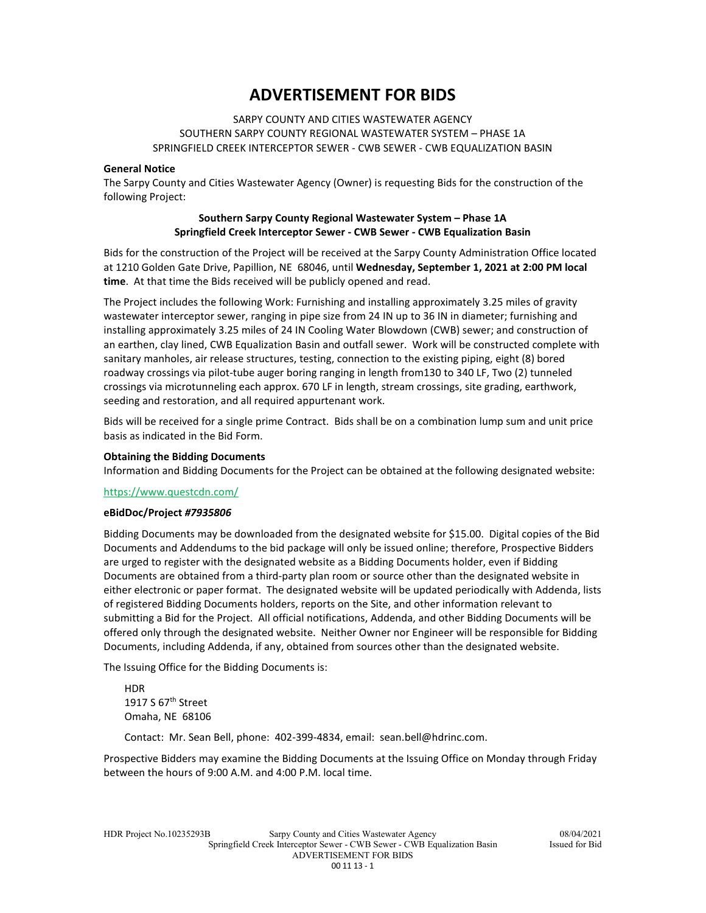# ADVERTISEMENT FOR BIDS

SARPY COUNTY AND CITIES WASTEWATER AGENCY
SOUTHERN SARPY COUNTY REGIONAL WASTEWATER SYSTEM – PHASE 1A
SPRINGFIELD CREEK INTERCEPTOR SEWER - CWB SEWER - CWB EQUALIZATION BASIN

**General Notice**

The Sarpy County and Cities Wastewater Agency (Owner) is requesting Bids for the construction of the following Project:

**Southern Sarpy County Regional Wastewater System – Phase 1A**
**Springfield Creek Interceptor Sewer - CWB Sewer - CWB Equalization Basin**

Bids for the construction of the Project will be received at the Sarpy County Administration Office located at 1210 Golden Gate Drive, Papillion, NE 68046, until **Wednesday, September 1, 2021 at 2:00 PM local time**. At that time the Bids received will be publicly opened and read.

The Project includes the following Work: Furnishing and installing approximately 3.25 miles of gravity wastewater interceptor sewer, ranging in pipe size from 24 IN up to 36 IN in diameter; furnishing and installing approximately 3.25 miles of 24 IN Cooling Water Blowdown (CWB) sewer; and construction of an earthen, clay lined, CWB Equalization Basin and outfall sewer. Work will be constructed complete with sanitary manholes, air release structures, testing, connection to the existing piping, eight (8) bored roadway crossings via pilot-tube auger boring ranging in length from130 to 340 LF, Two (2) tunneled crossings via microtunneling each approx. 670 LF in length, stream crossings, site grading, earthwork, seeding and restoration, and all required appurtenant work.

Bids will be received for a single prime Contract. Bids shall be on a combination lump sum and unit price basis as indicated in the Bid Form.

**Obtaining the Bidding Documents**

Information and Bidding Documents for the Project can be obtained at the following designated website:

https://www.questcdn.com/

**eBidDoc/Project *#7935806***

Bidding Documents may be downloaded from the designated website for $15.00. Digital copies of the Bid Documents and Addendums to the bid package will only be issued online; therefore, Prospective Bidders are urged to register with the designated website as a Bidding Documents holder, even if Bidding Documents are obtained from a third-party plan room or source other than the designated website in either electronic or paper format. The designated website will be updated periodically with Addenda, lists of registered Bidding Documents holders, reports on the Site, and other information relevant to submitting a Bid for the Project. All official notifications, Addenda, and other Bidding Documents will be offered only through the designated website. Neither Owner nor Engineer will be responsible for Bidding Documents, including Addenda, if any, obtained from sources other than the designated website.

The Issuing Office for the Bidding Documents is:

HDR
1917 S 67th Street
Omaha, NE 68106

Contact: Mr. Sean Bell, phone: 402-399-4834, email: sean.bell@hdrinc.com.

Prospective Bidders may examine the Bidding Documents at the Issuing Office on Monday through Friday between the hours of 9:00 A.M. and 4:00 P.M. local time.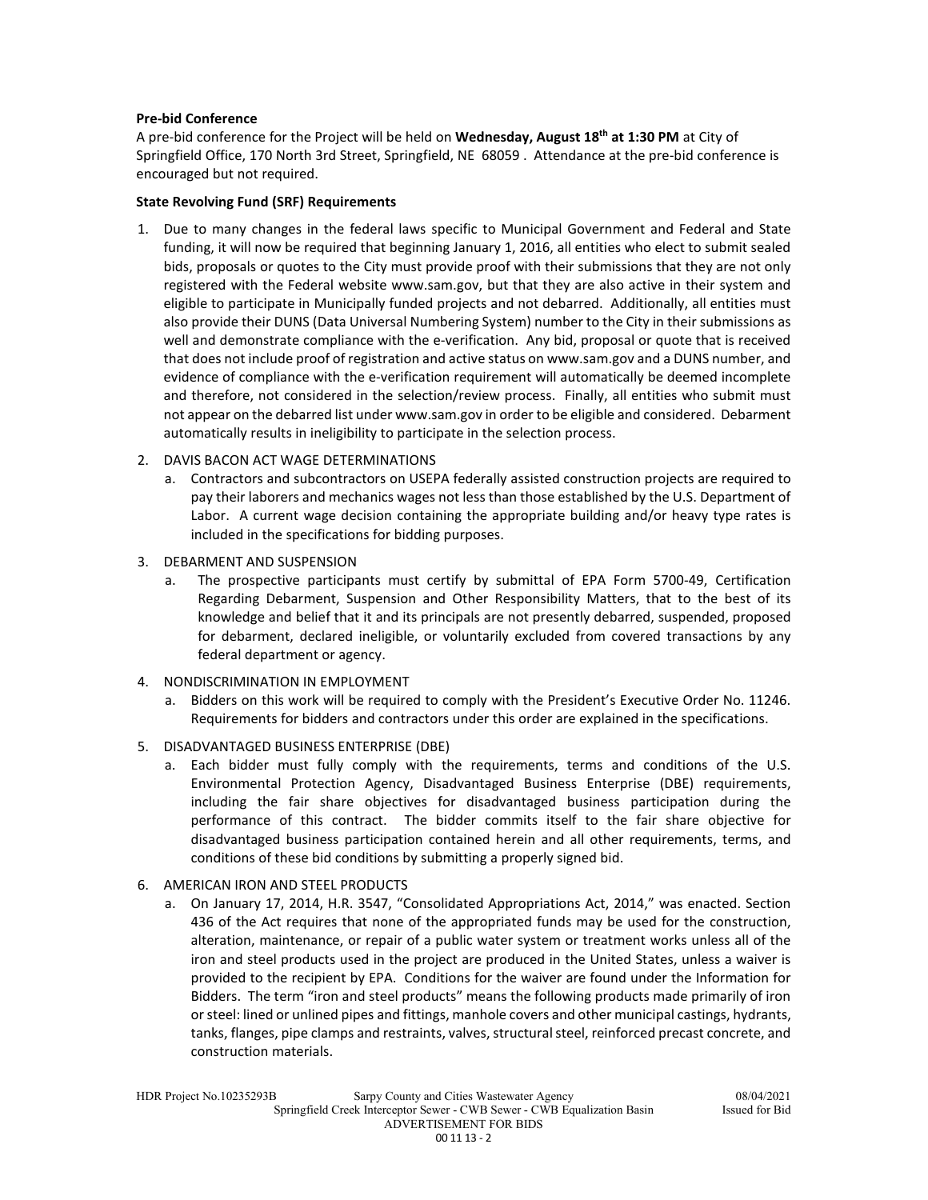**Pre-bid Conference**

A pre-bid conference for the Project will be held on **Wednesday, August 18th at 1:30 PM** at City of Springfield Office, 170 North 3rd Street, Springfield, NE 68059 . Attendance at the pre-bid conference is encouraged but not required.

**State Revolving Fund (SRF) Requirements**

1. Due to many changes in the federal laws specific to Municipal Government and Federal and State funding, it will now be required that beginning January 1, 2016, all entities who elect to submit sealed bids, proposals or quotes to the City must provide proof with their submissions that they are not only registered with the Federal website www.sam.gov, but that they are also active in their system and eligible to participate in Municipally funded projects and not debarred. Additionally, all entities must also provide their DUNS (Data Universal Numbering System) number to the City in their submissions as well and demonstrate compliance with the e-verification. Any bid, proposal or quote that is received that does not include proof of registration and active status on www.sam.gov and a DUNS number, and evidence of compliance with the e-verification requirement will automatically be deemed incomplete and therefore, not considered in the selection/review process. Finally, all entities who submit must not appear on the debarred list under www.sam.gov in order to be eligible and considered. Debarment automatically results in ineligibility to participate in the selection process.

2. DAVIS BACON ACT WAGE DETERMINATIONS
   a. Contractors and subcontractors on USEPA federally assisted construction projects are required to pay their laborers and mechanics wages not less than those established by the U.S. Department of Labor. A current wage decision containing the appropriate building and/or heavy type rates is included in the specifications for bidding purposes.

3. DEBARMENT AND SUSPENSION
   a. The prospective participants must certify by submittal of EPA Form 5700-49, Certification Regarding Debarment, Suspension and Other Responsibility Matters, that to the best of its knowledge and belief that it and its principals are not presently debarred, suspended, proposed for debarment, declared ineligible, or voluntarily excluded from covered transactions by any federal department or agency.

4. NONDISCRIMINATION IN EMPLOYMENT
   a. Bidders on this work will be required to comply with the President's Executive Order No. 11246. Requirements for bidders and contractors under this order are explained in the specifications.

5. DISADVANTAGED BUSINESS ENTERPRISE (DBE)
   a. Each bidder must fully comply with the requirements, terms and conditions of the U.S. Environmental Protection Agency, Disadvantaged Business Enterprise (DBE) requirements, including the fair share objectives for disadvantaged business participation during the performance of this contract. The bidder commits itself to the fair share objective for disadvantaged business participation contained herein and all other requirements, terms, and conditions of these bid conditions by submitting a properly signed bid.

6. AMERICAN IRON AND STEEL PRODUCTS
   a. On January 17, 2014, H.R. 3547, "Consolidated Appropriations Act, 2014," was enacted. Section 436 of the Act requires that none of the appropriated funds may be used for the construction, alteration, maintenance, or repair of a public water system or treatment works unless all of the iron and steel products used in the project are produced in the United States, unless a waiver is provided to the recipient by EPA. Conditions for the waiver are found under the Information for Bidders. The term "iron and steel products" means the following products made primarily of iron or steel: lined or unlined pipes and fittings, manhole covers and other municipal castings, hydrants, tanks, flanges, pipe clamps and restraints, valves, structural steel, reinforced precast concrete, and construction materials.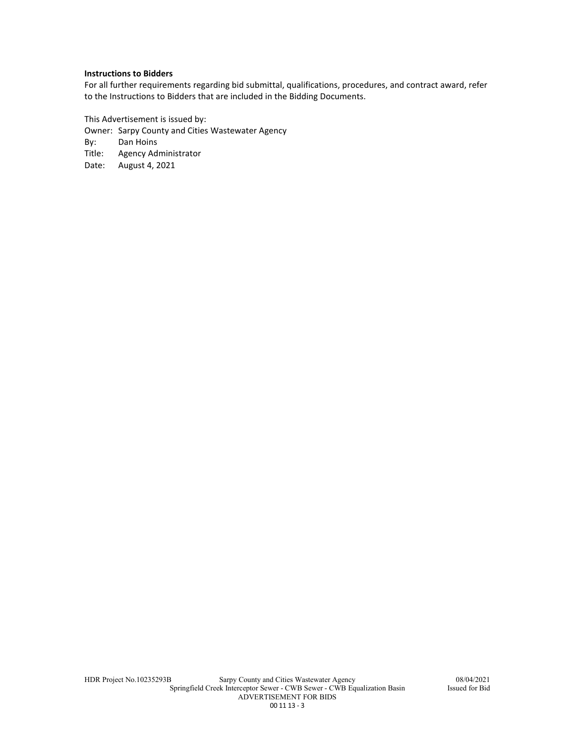**Instructions to Bidders**

For all further requirements regarding bid submittal, qualifications, procedures, and contract award, refer to the Instructions to Bidders that are included in the Bidding Documents.

This Advertisement is issued by:

Owner: Sarpy County and Cities Wastewater Agency
By: Dan Hoins
Title: Agency Administrator
Date: August 4, 2021